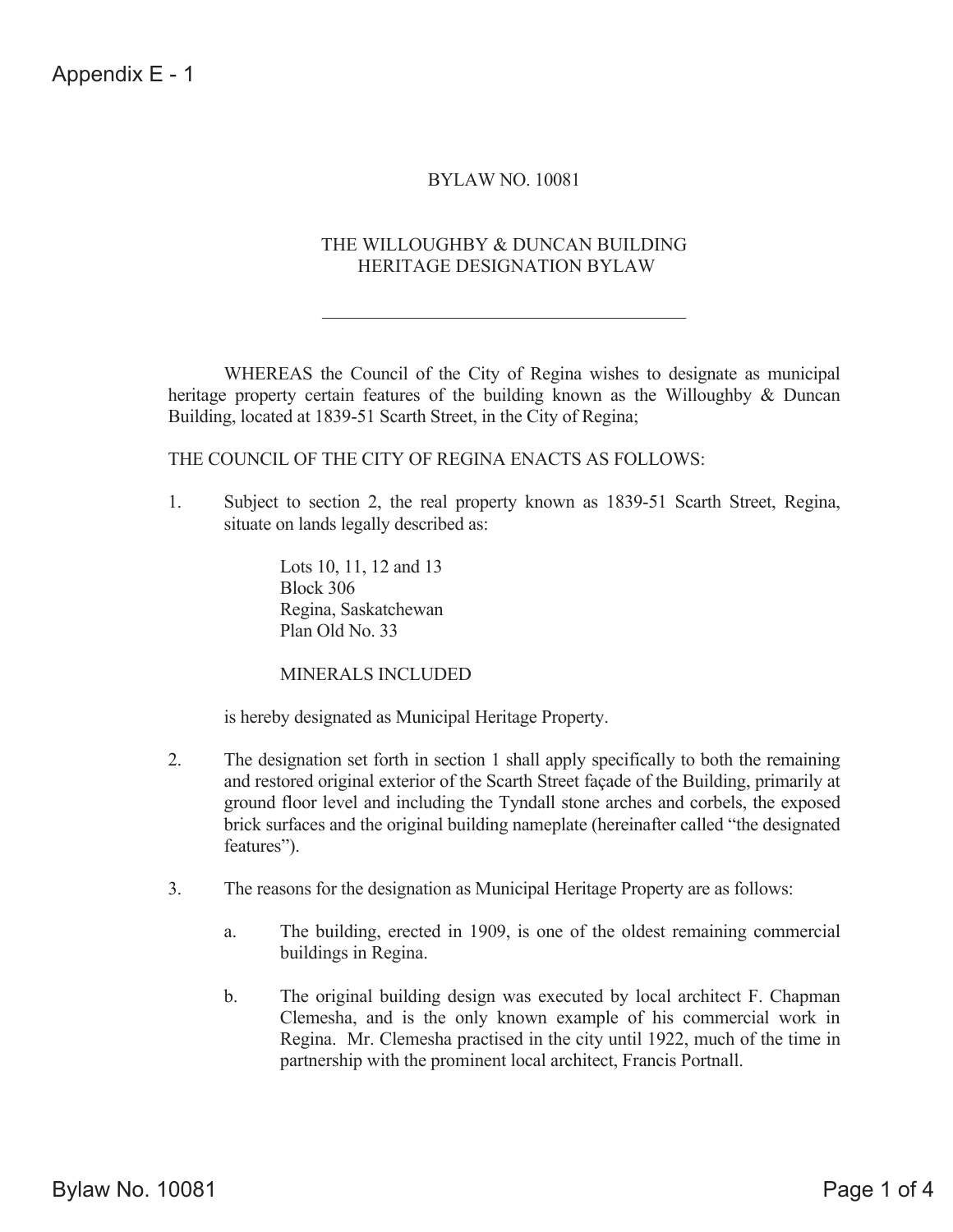Appendix E - 1

# BYLAW NO. 10081

## THE WILLOUGHBY & DUNCAN BUILDING HERITAGE DESIGNATION BYLAW

---

WHEREAS the Council of the City of Regina wishes to designate as municipal heritage property certain features of the building known as the Willoughby & Duncan Building, located at 1839-51 Scarth Street, in the City of Regina;

THE COUNCIL OF THE CITY OF REGINA ENACTS AS FOLLOWS:

1. Subject to section 2, the real property known as 1839-51 Scarth Street, Regina, situate on lands legally described as:

   Lots 10, 11, 12 and 13
   Block 306
   Regina, Saskatchewan
   Plan Old No. 33

   MINERALS INCLUDED

   is hereby designated as Municipal Heritage Property.

2. The designation set forth in section 1 shall apply specifically to both the remaining and restored original exterior of the Scarth Street façade of the Building, primarily at ground floor level and including the Tyndall stone arches and corbels, the exposed brick surfaces and the original building nameplate (hereinafter called "the designated features").

3. The reasons for the designation as Municipal Heritage Property are as follows:

   a. The building, erected in 1909, is one of the oldest remaining commercial buildings in Regina.

   b. The original building design was executed by local architect F. Chapman Clemesha, and is the only known example of his commercial work in Regina. Mr. Clemesha practised in the city until 1922, much of the time in partnership with the prominent local architect, Francis Portnall.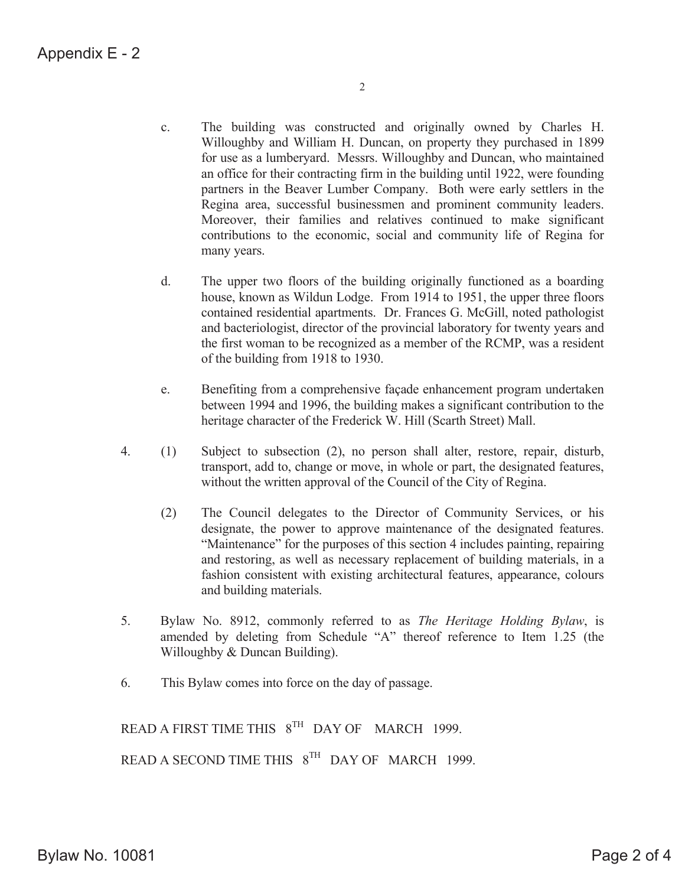c. The building was constructed and originally owned by Charles H. Willoughby and William H. Duncan, on property they purchased in 1899 for use as a lumberyard. Messrs. Willoughby and Duncan, who maintained an office for their contracting firm in the building until 1922, were founding partners in the Beaver Lumber Company. Both were early settlers in the Regina area, successful businessmen and prominent community leaders. Moreover, their families and relatives continued to make significant contributions to the economic, social and community life of Regina for many years.

d. The upper two floors of the building originally functioned as a boarding house, known as Wildun Lodge. From 1914 to 1951, the upper three floors contained residential apartments. Dr. Frances G. McGill, noted pathologist and bacteriologist, director of the provincial laboratory for twenty years and the first woman to be recognized as a member of the RCMP, was a resident of the building from 1918 to 1930.

e. Benefiting from a comprehensive façade enhancement program undertaken between 1994 and 1996, the building makes a significant contribution to the heritage character of the Frederick W. Hill (Scarth Street) Mall.

4. (1) Subject to subsection (2), no person shall alter, restore, repair, disturb, transport, add to, change or move, in whole or part, the designated features, without the written approval of the Council of the City of Regina.

(2) The Council delegates to the Director of Community Services, or his designate, the power to approve maintenance of the designated features. "Maintenance" for the purposes of this section 4 includes painting, repairing and restoring, as well as necessary replacement of building materials, in a fashion consistent with existing architectural features, appearance, colours and building materials.

5. Bylaw No. 8912, commonly referred to as *The Heritage Holding Bylaw*, is amended by deleting from Schedule "A" thereof reference to Item 1.25 (the Willoughby & Duncan Building).

6. This Bylaw comes into force on the day of passage.

READ A FIRST TIME THIS 8TH DAY OF MARCH 1999.

READ A SECOND TIME THIS 8TH DAY OF MARCH 1999.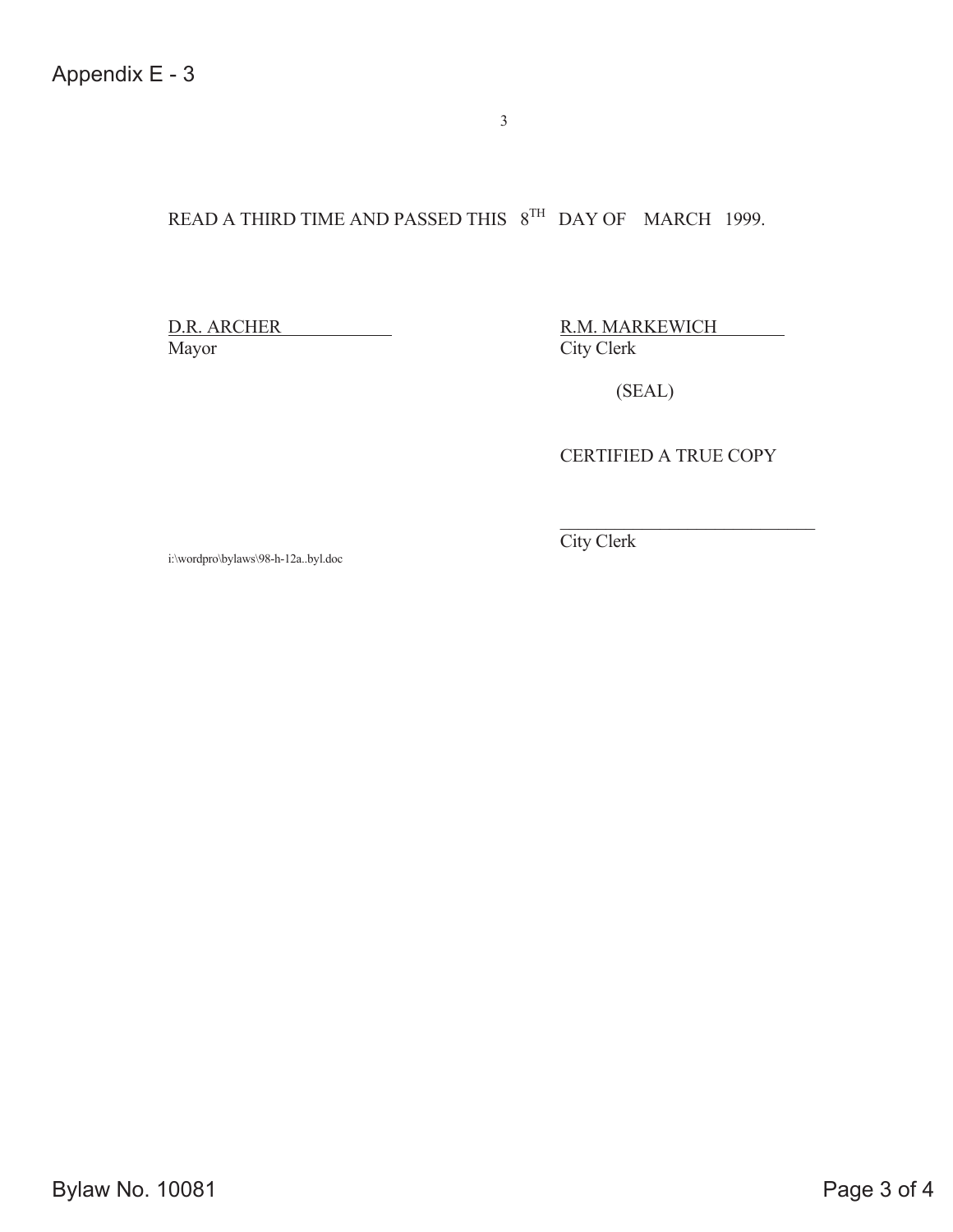READ A THIRD TIME AND PASSED THIS 8TH DAY OF MARCH 1999.

D.R. ARCHER
Mayor

R.M. MARKEWICH
City Clerk

(SEAL)

CERTIFIED A TRUE COPY

\_\_\_\_\_\_\_\_\_\_\_\_\_\_\_\_\_\_\_\_\_\_\_\_\_\_\_\_
City Clerk

i:\wordpro\bylaws\98-h-12a..byl.doc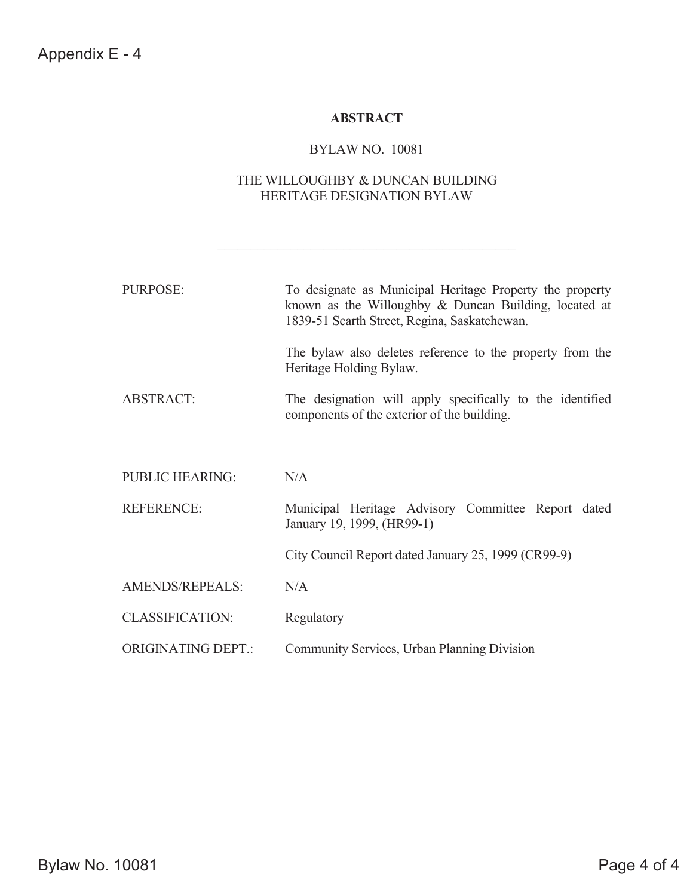Appendix E - 4

**ABSTRACT**

BYLAW NO. 10081

THE WILLOUGHBY & DUNCAN BUILDING
HERITAGE DESIGNATION BYLAW

---

| | |
|---|---|
| PURPOSE: | To designate as Municipal Heritage Property the property known as the Willoughby & Duncan Building, located at 1839-51 Scarth Street, Regina, Saskatchewan.<br><br>The bylaw also deletes reference to the property from the Heritage Holding Bylaw. |
| ABSTRACT: | The designation will apply specifically to the identified components of the exterior of the building. |
| PUBLIC HEARING: | N/A |
| REFERENCE: | Municipal Heritage Advisory Committee Report dated January 19, 1999, (HR99-1)<br><br>City Council Report dated January 25, 1999 (CR99-9) |
| AMENDS/REPEALS: | N/A |
| CLASSIFICATION: | Regulatory |
| ORIGINATING DEPT.: | Community Services, Urban Planning Division |